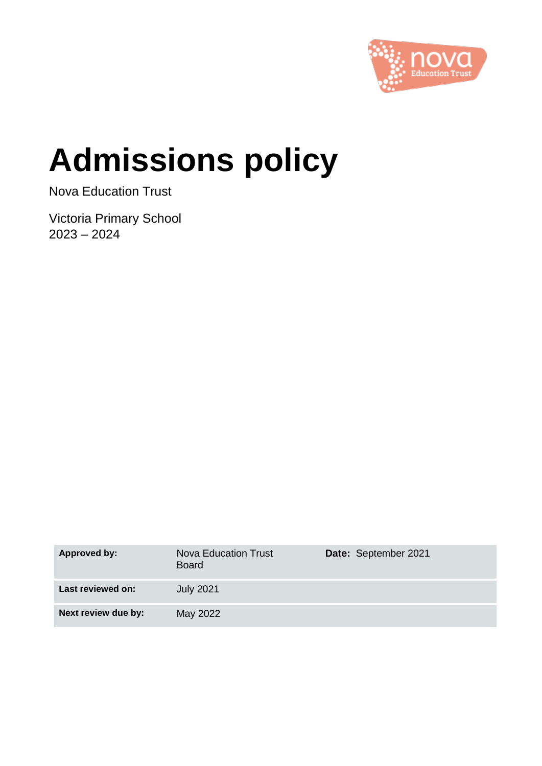# Admissions policy

Nova Education Trust

Victoria Primary School
2023 – 2024

| **Approved by:** | Nova Education Trust Board | **Date:** September 2021 |
|---|---|---|
| **Last reviewed on:** | July 2021 | |
| **Next review due by:** | May 2022 | |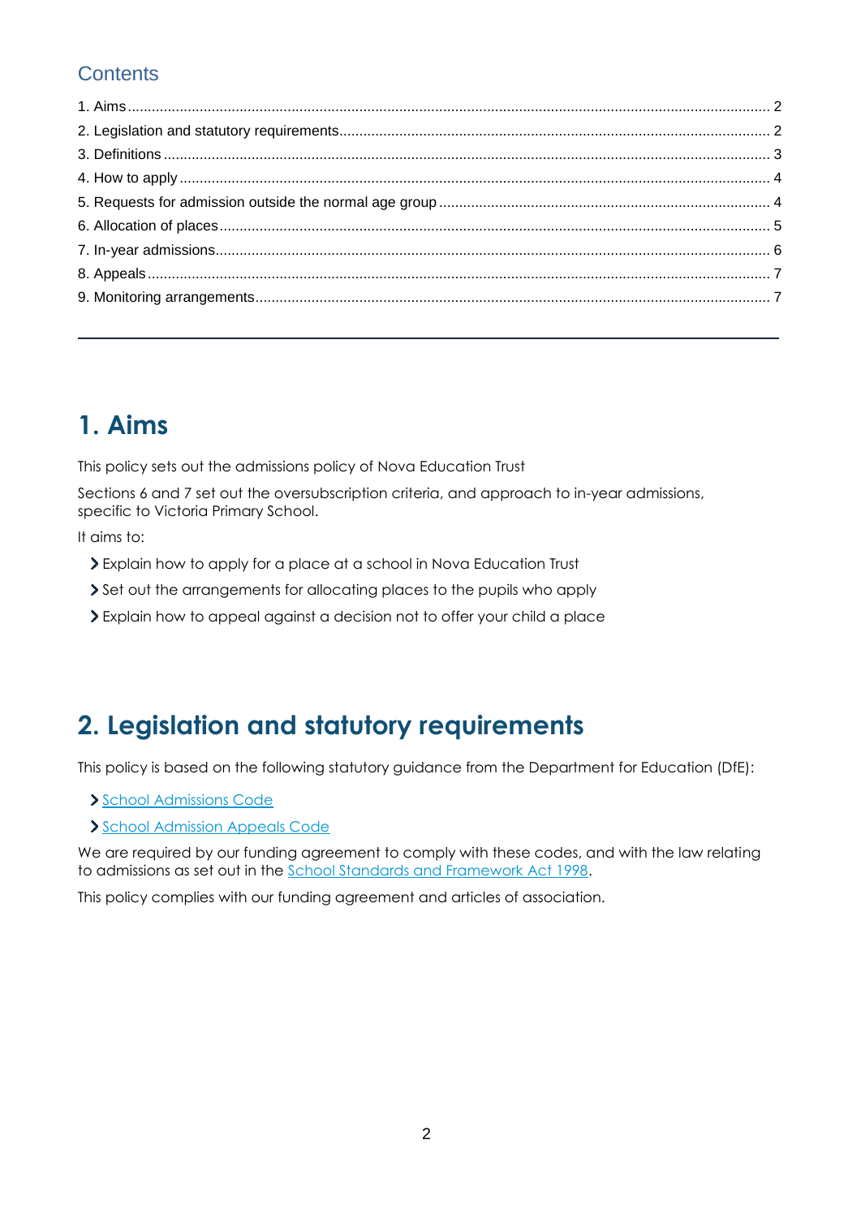## Contents

1. Aims ..... 2
2. Legislation and statutory requirements ..... 2
3. Definitions ..... 3
4. How to apply ..... 4
5. Requests for admission outside the normal age group ..... 4
6. Allocation of places ..... 5
7. In-year admissions ..... 6
8. Appeals ..... 7
9. Monitoring arrangements ..... 7

---

# 1. Aims

This policy sets out the admissions policy of Nova Education Trust

Sections 6 and 7 set out the oversubscription criteria, and approach to in-year admissions, specific to Victoria Primary School.

It aims to:

- Explain how to apply for a place at a school in Nova Education Trust
- Set out the arrangements for allocating places to the pupils who apply
- Explain how to appeal against a decision not to offer your child a place

# 2. Legislation and statutory requirements

This policy is based on the following statutory guidance from the Department for Education (DfE):

- School Admissions Code
- School Admission Appeals Code

We are required by our funding agreement to comply with these codes, and with the law relating to admissions as set out in the School Standards and Framework Act 1998.

This policy complies with our funding agreement and articles of association.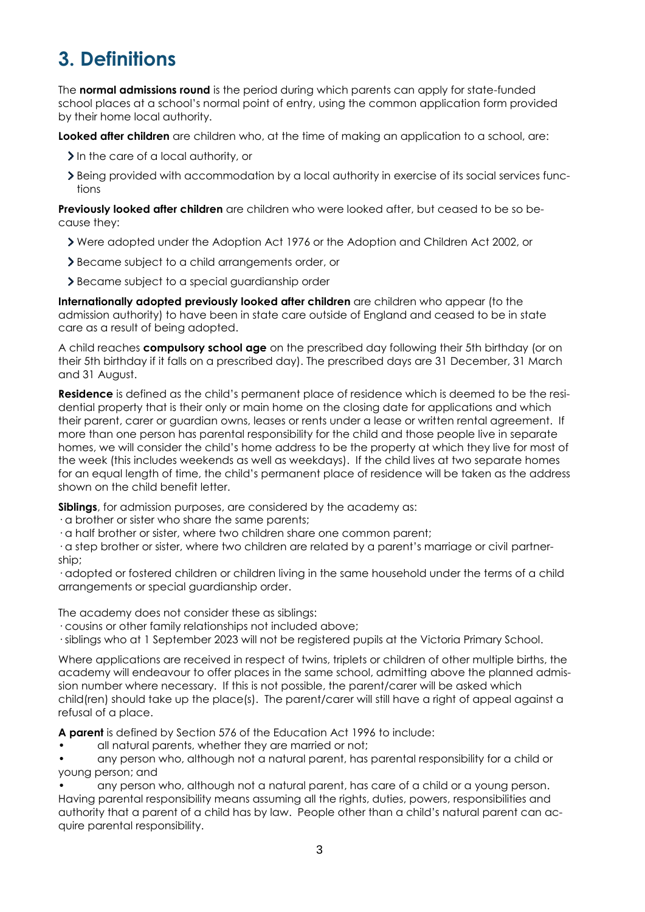## 3. Definitions

The **normal admissions round** is the period during which parents can apply for state-funded school places at a school's normal point of entry, using the common application form provided by their home local authority.

**Looked after children** are children who, at the time of making an application to a school, are:

- In the care of a local authority, or
- Being provided with accommodation by a local authority in exercise of its social services functions

**Previously looked after children** are children who were looked after, but ceased to be so because they:

- Were adopted under the Adoption Act 1976 or the Adoption and Children Act 2002, or
- Became subject to a child arrangements order, or
- Became subject to a special guardianship order

**Internationally adopted previously looked after children** are children who appear (to the admission authority) to have been in state care outside of England and ceased to be in state care as a result of being adopted.

A child reaches **compulsory school age** on the prescribed day following their 5th birthday (or on their 5th birthday if it falls on a prescribed day). The prescribed days are 31 December, 31 March and 31 August.

**Residence** is defined as the child's permanent place of residence which is deemed to be the residential property that is their only or main home on the closing date for applications and which their parent, carer or guardian owns, leases or rents under a lease or written rental agreement. If more than one person has parental responsibility for the child and those people live in separate homes, we will consider the child's home address to be the property at which they live for most of the week (this includes weekends as well as weekdays). If the child lives at two separate homes for an equal length of time, the child's permanent place of residence will be taken as the address shown on the child benefit letter.

**Siblings**, for admission purposes, are considered by the academy as:
· a brother or sister who share the same parents;
· a half brother or sister, where two children share one common parent;
· a step brother or sister, where two children are related by a parent's marriage or civil partnership;
· adopted or fostered children or children living in the same household under the terms of a child arrangements or special guardianship order.

The academy does not consider these as siblings:
· cousins or other family relationships not included above;
· siblings who at 1 September 2023 will not be registered pupils at the Victoria Primary School.

Where applications are received in respect of twins, triplets or children of other multiple births, the academy will endeavour to offer places in the same school, admitting above the planned admission number where necessary. If this is not possible, the parent/carer will be asked which child(ren) should take up the place(s). The parent/carer will still have a right of appeal against a refusal of a place.

**A parent** is defined by Section 576 of the Education Act 1996 to include:

- all natural parents, whether they are married or not;
- any person who, although not a natural parent, has parental responsibility for a child or young person; and
- any person who, although not a natural parent, has care of a child or a young person.

Having parental responsibility means assuming all the rights, duties, powers, responsibilities and authority that a parent of a child has by law. People other than a child's natural parent can acquire parental responsibility.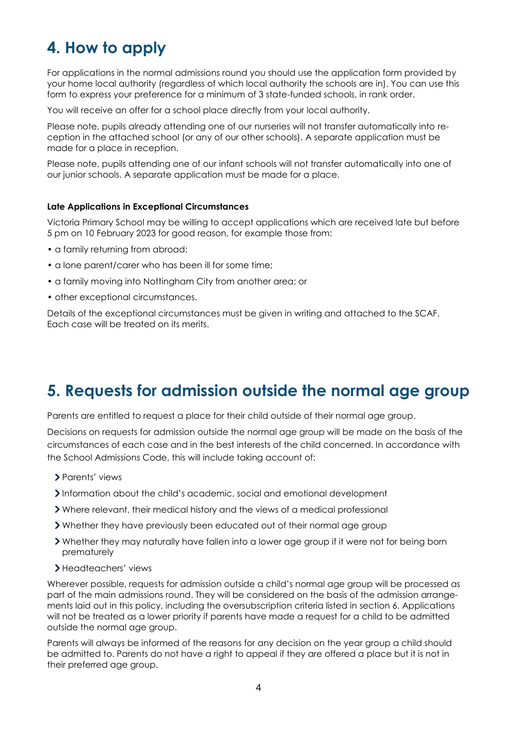# 4. How to apply

For applications in the normal admissions round you should use the application form provided by your home local authority (regardless of which local authority the schools are in). You can use this form to express your preference for a minimum of 3 state-funded schools, in rank order.

You will receive an offer for a school place directly from your local authority.

Please note, pupils already attending one of our nurseries will not transfer automatically into reception in the attached school (or any of our other schools). A separate application must be made for a place in reception.

Please note, pupils attending one of our infant schools will not transfer automatically into one of our junior schools. A separate application must be made for a place.

**Late Applications in Exceptional Circumstances**

Victoria Primary School may be willing to accept applications which are received late but before 5 pm on 10 February 2023 for good reason, for example those from:

- a family returning from abroad;
- a lone parent/carer who has been ill for some time;
- a family moving into Nottingham City from another area; or
- other exceptional circumstances.

Details of the exceptional circumstances must be given in writing and attached to the SCAF. Each case will be treated on its merits.

# 5. Requests for admission outside the normal age group

Parents are entitled to request a place for their child outside of their normal age group.

Decisions on requests for admission outside the normal age group will be made on the basis of the circumstances of each case and in the best interests of the child concerned. In accordance with the School Admissions Code, this will include taking account of:

- Parents' views
- Information about the child's academic, social and emotional development
- Where relevant, their medical history and the views of a medical professional
- Whether they have previously been educated out of their normal age group
- Whether they may naturally have fallen into a lower age group if it were not for being born prematurely
- Headteachers' views

Wherever possible, requests for admission outside a child's normal age group will be processed as part of the main admissions round. They will be considered on the basis of the admission arrangements laid out in this policy, including the oversubscription criteria listed in section 6. Applications will not be treated as a lower priority if parents have made a request for a child to be admitted outside the normal age group.

Parents will always be informed of the reasons for any decision on the year group a child should be admitted to. Parents do not have a right to appeal if they are offered a place but it is not in their preferred age group.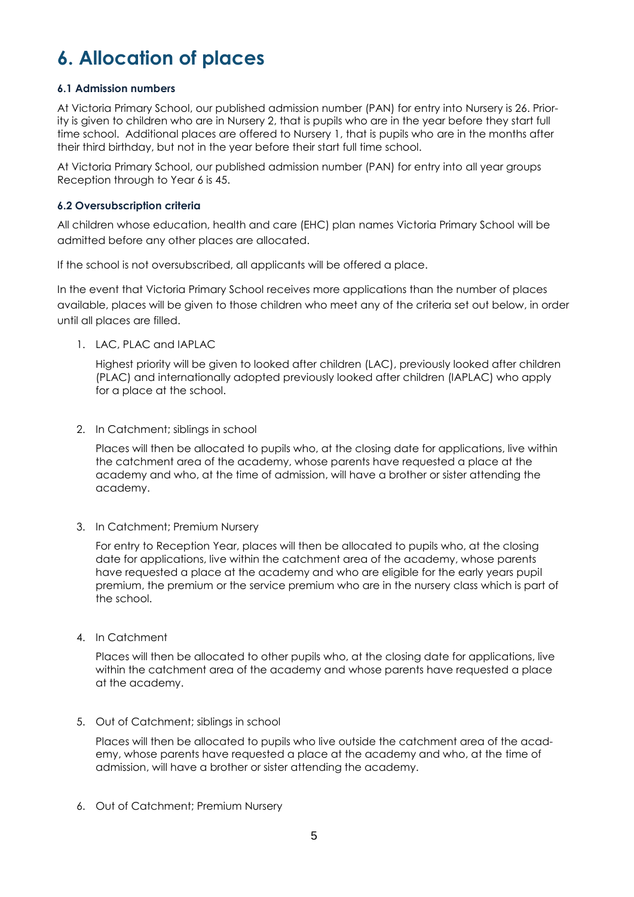# 6. Allocation of places

### 6.1 Admission numbers

At Victoria Primary School, our published admission number (PAN) for entry into Nursery is 26. Priority is given to children who are in Nursery 2, that is pupils who are in the year before they start full time school. Additional places are offered to Nursery 1, that is pupils who are in the months after their third birthday, but not in the year before their start full time school.

At Victoria Primary School, our published admission number (PAN) for entry into all year groups Reception through to Year 6 is 45.

### 6.2 Oversubscription criteria

All children whose education, health and care (EHC) plan names Victoria Primary School will be admitted before any other places are allocated.

If the school is not oversubscribed, all applicants will be offered a place.

In the event that Victoria Primary School receives more applications than the number of places available, places will be given to those children who meet any of the criteria set out below, in order until all places are filled.

1. LAC, PLAC and IAPLAC

   Highest priority will be given to looked after children (LAC), previously looked after children (PLAC) and internationally adopted previously looked after children (IAPLAC) who apply for a place at the school.

2. In Catchment; siblings in school

   Places will then be allocated to pupils who, at the closing date for applications, live within the catchment area of the academy, whose parents have requested a place at the academy and who, at the time of admission, will have a brother or sister attending the academy.

3. In Catchment; Premium Nursery

   For entry to Reception Year, places will then be allocated to pupils who, at the closing date for applications, live within the catchment area of the academy, whose parents have requested a place at the academy and who are eligible for the early years pupil premium, the premium or the service premium who are in the nursery class which is part of the school.

4. In Catchment

   Places will then be allocated to other pupils who, at the closing date for applications, live within the catchment area of the academy and whose parents have requested a place at the academy.

5. Out of Catchment; siblings in school

   Places will then be allocated to pupils who live outside the catchment area of the academy, whose parents have requested a place at the academy and who, at the time of admission, will have a brother or sister attending the academy.

6. Out of Catchment; Premium Nursery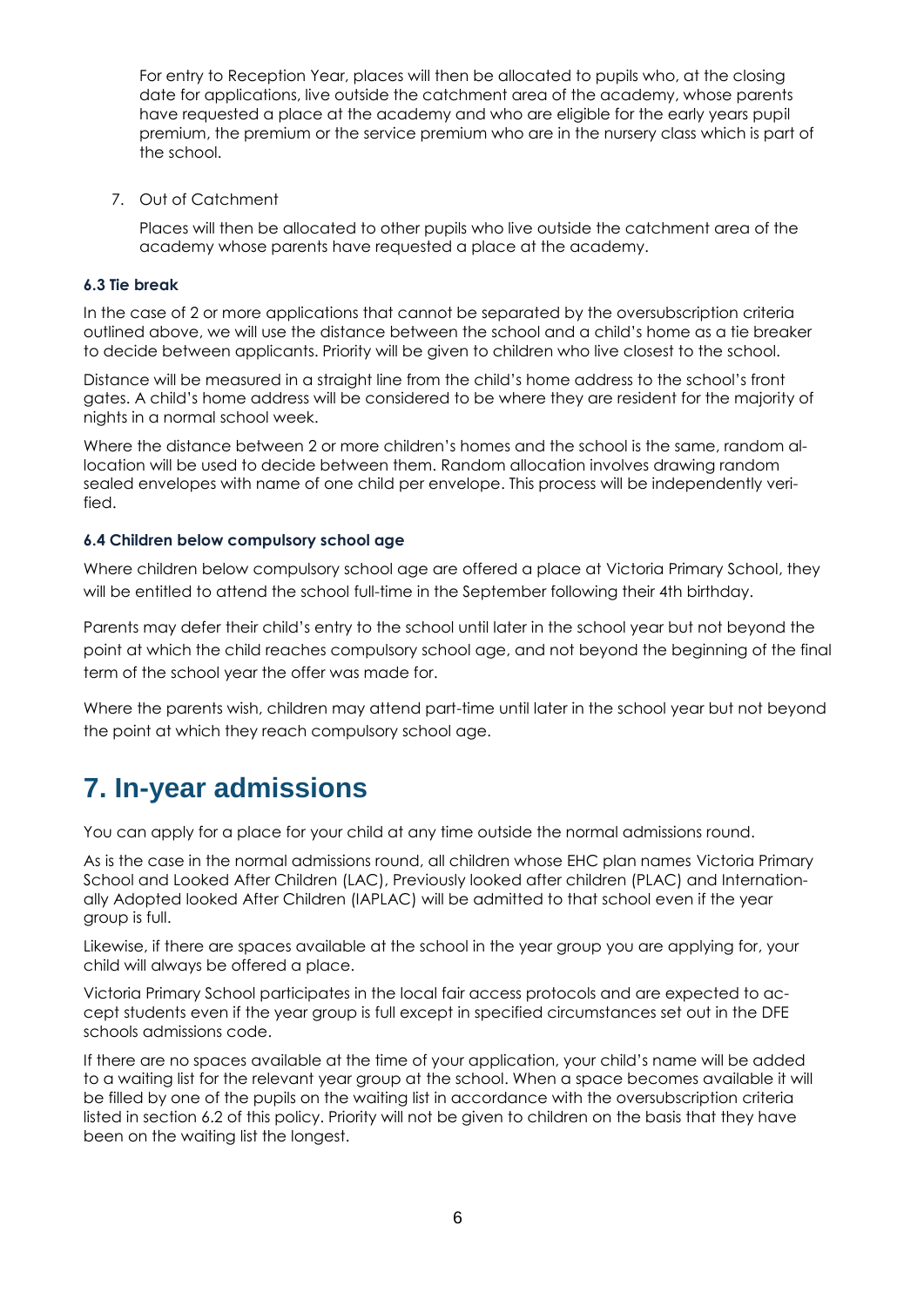For entry to Reception Year, places will then be allocated to pupils who, at the closing date for applications, live outside the catchment area of the academy, whose parents have requested a place at the academy and who are eligible for the early years pupil premium, the premium or the service premium who are in the nursery class which is part of the school.

7. Out of Catchment

   Places will then be allocated to other pupils who live outside the catchment area of the academy whose parents have requested a place at the academy.

#### 6.3 Tie break

In the case of 2 or more applications that cannot be separated by the oversubscription criteria outlined above, we will use the distance between the school and a child's home as a tie breaker to decide between applicants. Priority will be given to children who live closest to the school.

Distance will be measured in a straight line from the child's home address to the school's front gates. A child's home address will be considered to be where they are resident for the majority of nights in a normal school week.

Where the distance between 2 or more children's homes and the school is the same, random allocation will be used to decide between them. Random allocation involves drawing random sealed envelopes with name of one child per envelope. This process will be independently verified.

#### 6.4 Children below compulsory school age

Where children below compulsory school age are offered a place at Victoria Primary School, they will be entitled to attend the school full-time in the September following their 4th birthday.

Parents may defer their child's entry to the school until later in the school year but not beyond the point at which the child reaches compulsory school age, and not beyond the beginning of the final term of the school year the offer was made for.

Where the parents wish, children may attend part-time until later in the school year but not beyond the point at which they reach compulsory school age.

# 7. In-year admissions

You can apply for a place for your child at any time outside the normal admissions round.

As is the case in the normal admissions round, all children whose EHC plan names Victoria Primary School and Looked After Children (LAC), Previously looked after children (PLAC) and Internationally Adopted looked After Children (IAPLAC) will be admitted to that school even if the year group is full.

Likewise, if there are spaces available at the school in the year group you are applying for, your child will always be offered a place.

Victoria Primary School participates in the local fair access protocols and are expected to accept students even if the year group is full except in specified circumstances set out in the DFE schools admissions code.

If there are no spaces available at the time of your application, your child's name will be added to a waiting list for the relevant year group at the school. When a space becomes available it will be filled by one of the pupils on the waiting list in accordance with the oversubscription criteria listed in section 6.2 of this policy. Priority will not be given to children on the basis that they have been on the waiting list the longest.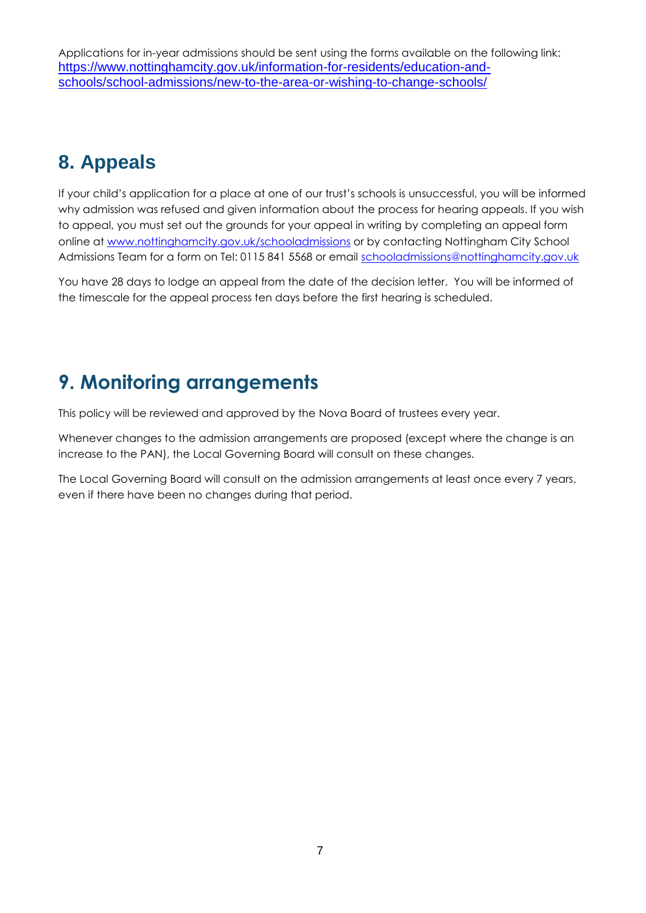Applications for in-year admissions should be sent using the forms available on the following link: [https://www.nottinghamcity.gov.uk/information-for-residents/education-and-schools/school-admissions/new-to-the-area-or-wishing-to-change-schools/](https://www.nottinghamcity.gov.uk/information-for-residents/education-and-schools/school-admissions/new-to-the-area-or-wishing-to-change-schools/)

## 8. Appeals

If your child's application for a place at one of our trust's schools is unsuccessful, you will be informed why admission was refused and given information about the process for hearing appeals. If you wish to appeal, you must set out the grounds for your appeal in writing by completing an appeal form online at [www.nottinghamcity.gov.uk/schooladmissions](http://www.nottinghamcity.gov.uk/schooladmissions) or by contacting Nottingham City School Admissions Team for a form on Tel: 0115 841 5568 or email [schooladmissions@nottinghamcity.gov.uk](mailto:schooladmissions@nottinghamcity.gov.uk)

You have 28 days to lodge an appeal from the date of the decision letter. You will be informed of the timescale for the appeal process ten days before the first hearing is scheduled.

## 9. Monitoring arrangements

This policy will be reviewed and approved by the Nova Board of trustees every year.

Whenever changes to the admission arrangements are proposed (except where the change is an increase to the PAN), the Local Governing Board will consult on these changes.

The Local Governing Board will consult on the admission arrangements at least once every 7 years, even if there have been no changes during that period.